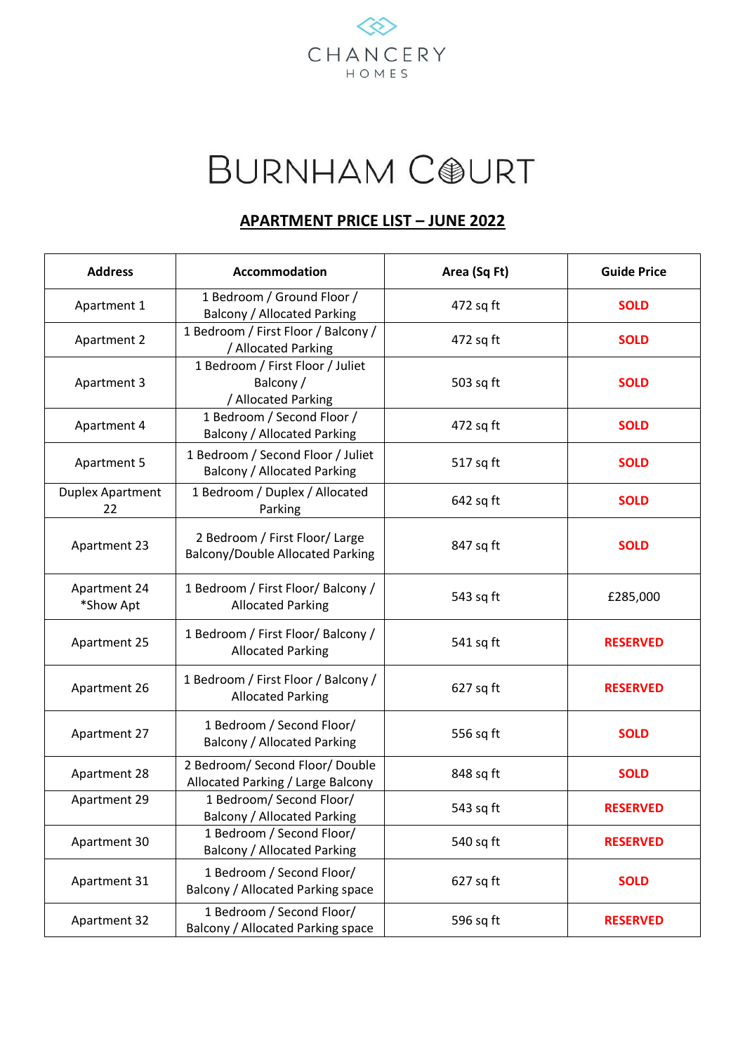CHANCERY
HOMES

# BURNHAM COURT

## APARTMENT PRICE LIST – JUNE 2022

| Address | Accommodation | Area (Sq Ft) | Guide Price |
|---|---|---|---|
| Apartment 1 | 1 Bedroom / Ground Floor / Balcony / Allocated Parking | 472 sq ft | **SOLD** |
| Apartment 2 | 1 Bedroom / First Floor / Balcony / / Allocated Parking | 472 sq ft | **SOLD** |
| Apartment 3 | 1 Bedroom / First Floor / Juliet Balcony / / Allocated Parking | 503 sq ft | **SOLD** |
| Apartment 4 | 1 Bedroom / Second Floor / Balcony / Allocated Parking | 472 sq ft | **SOLD** |
| Apartment 5 | 1 Bedroom / Second Floor / Juliet Balcony / Allocated Parking | 517 sq ft | **SOLD** |
| Duplex Apartment 22 | 1 Bedroom / Duplex / Allocated Parking | 642 sq ft | **SOLD** |
| Apartment 23 | 2 Bedroom / First Floor/ Large Balcony/Double Allocated Parking | 847 sq ft | **SOLD** |
| Apartment 24 *Show Apt | 1 Bedroom / First Floor/ Balcony / Allocated Parking | 543 sq ft | £285,000 |
| Apartment 25 | 1 Bedroom / First Floor/ Balcony / Allocated Parking | 541 sq ft | **RESERVED** |
| Apartment 26 | 1 Bedroom / First Floor / Balcony / Allocated Parking | 627 sq ft | **RESERVED** |
| Apartment 27 | 1 Bedroom / Second Floor/ Balcony / Allocated Parking | 556 sq ft | **SOLD** |
| Apartment 28 | 2 Bedroom/ Second Floor/ Double Allocated Parking / Large Balcony | 848 sq ft | **SOLD** |
| Apartment 29 | 1 Bedroom/ Second Floor/ Balcony / Allocated Parking | 543 sq ft | **RESERVED** |
| Apartment 30 | 1 Bedroom / Second Floor/ Balcony / Allocated Parking | 540 sq ft | **RESERVED** |
| Apartment 31 | 1 Bedroom / Second Floor/ Balcony / Allocated Parking space | 627 sq ft | **SOLD** |
| Apartment 32 | 1 Bedroom / Second Floor/ Balcony / Allocated Parking space | 596 sq ft | **RESERVED** |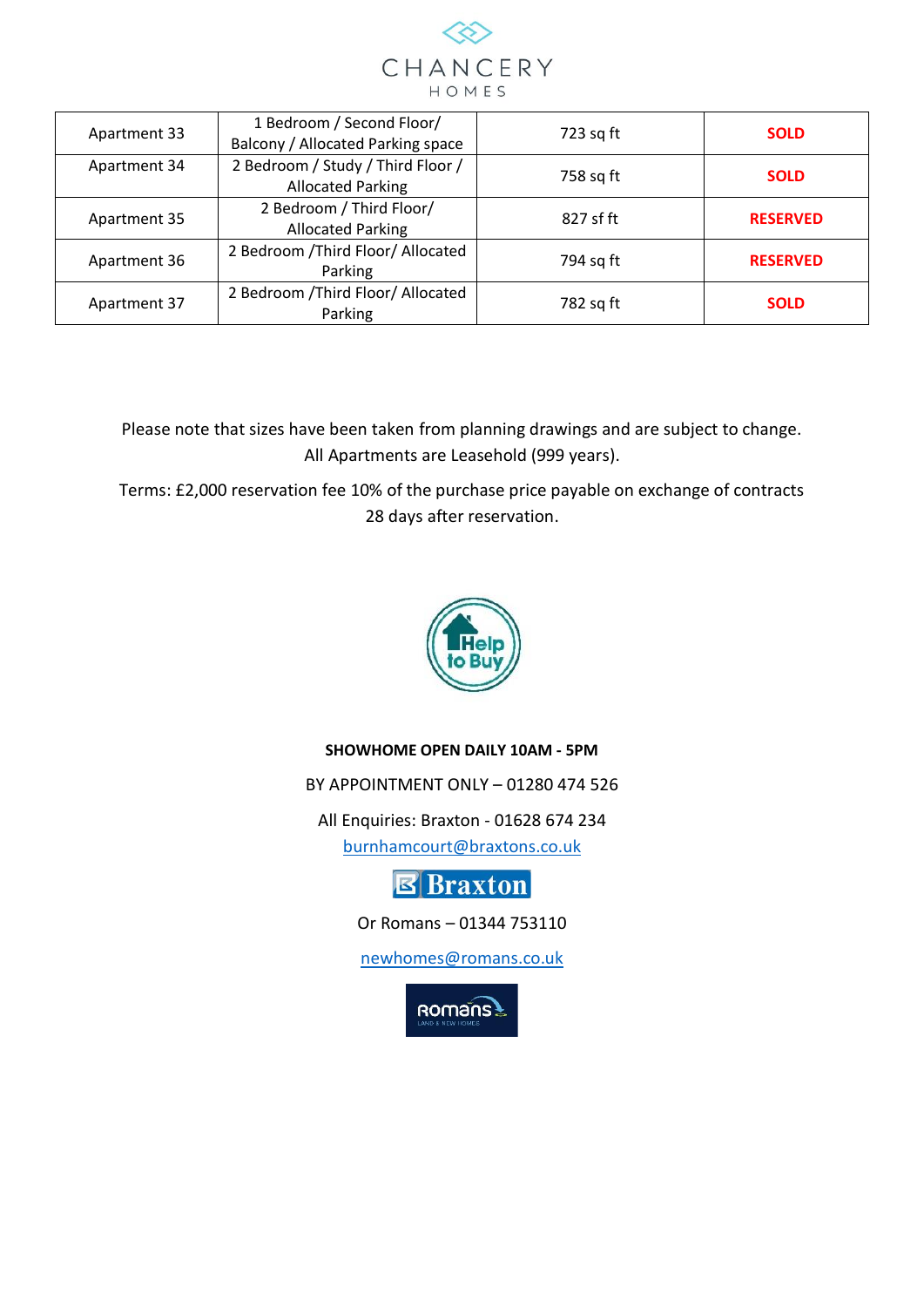| | | | |
|---|---|---|---|
| Apartment 33 | 1 Bedroom / Second Floor/ Balcony / Allocated Parking space | 723 sq ft | **SOLD** |
| Apartment 34 | 2 Bedroom / Study / Third Floor / Allocated Parking | 758 sq ft | **SOLD** |
| Apartment 35 | 2 Bedroom / Third Floor/ Allocated Parking | 827 sf ft | **RESERVED** |
| Apartment 36 | 2 Bedroom /Third Floor/ Allocated Parking | 794 sq ft | **RESERVED** |
| Apartment 37 | 2 Bedroom /Third Floor/ Allocated Parking | 782 sq ft | **SOLD** |

Please note that sizes have been taken from planning drawings and are subject to change.
All Apartments are Leasehold (999 years).

Terms: £2,000 reservation fee 10% of the purchase price payable on exchange of contracts 28 days after reservation.

**SHOWHOME OPEN DAILY 10AM - 5PM**

BY APPOINTMENT ONLY – 01280 474 526

All Enquiries: Braxton - 01628 674 234
burnhamcourt@braxtons.co.uk

Or Romans – 01344 753110

newhomes@romans.co.uk